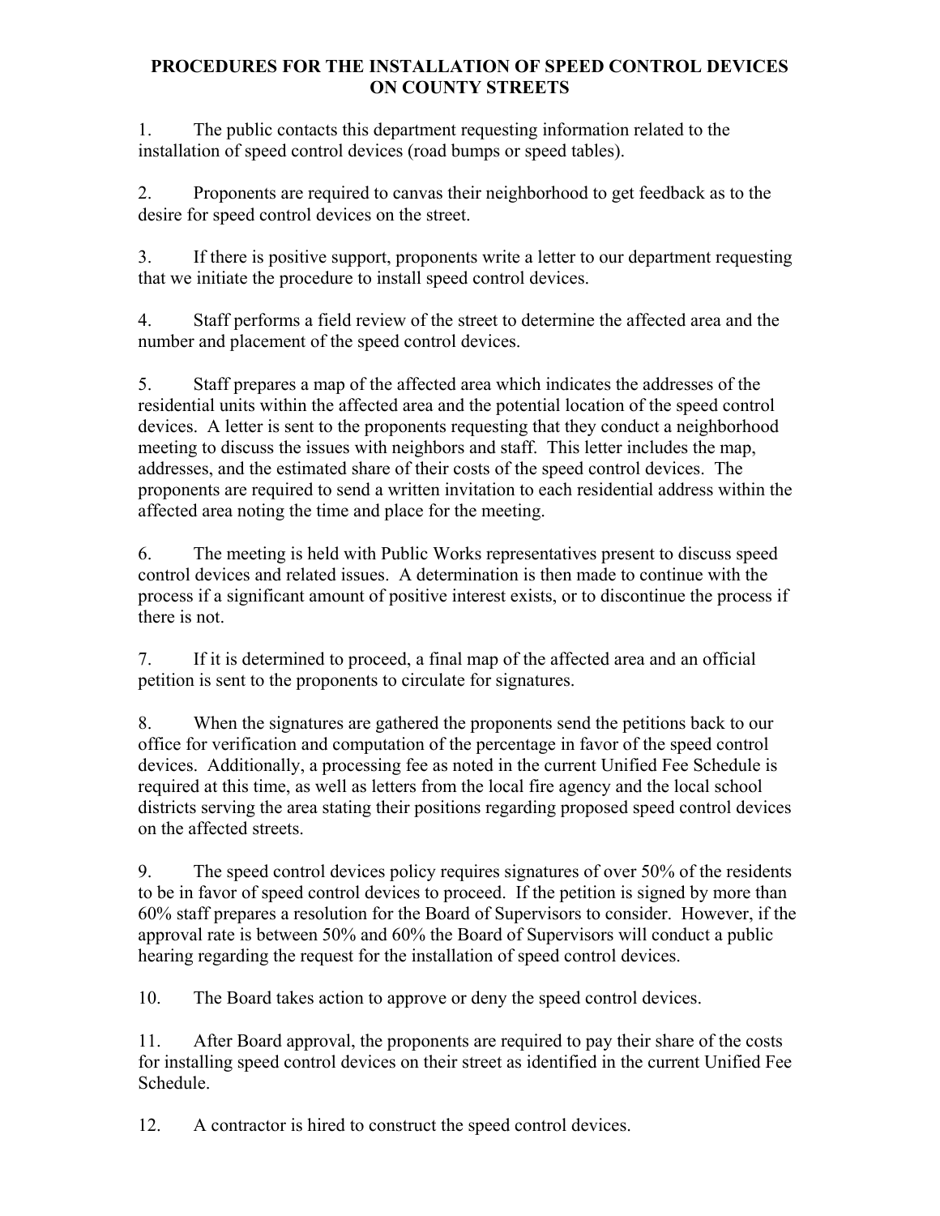# PROCEDURES FOR THE INSTALLATION OF SPEED CONTROL DEVICES ON COUNTY STREETS

1. The public contacts this department requesting information related to the installation of speed control devices (road bumps or speed tables).

2. Proponents are required to canvas their neighborhood to get feedback as to the desire for speed control devices on the street.

3. If there is positive support, proponents write a letter to our department requesting that we initiate the procedure to install speed control devices.

4. Staff performs a field review of the street to determine the affected area and the number and placement of the speed control devices.

5. Staff prepares a map of the affected area which indicates the addresses of the residential units within the affected area and the potential location of the speed control devices. A letter is sent to the proponents requesting that they conduct a neighborhood meeting to discuss the issues with neighbors and staff. This letter includes the map, addresses, and the estimated share of their costs of the speed control devices. The proponents are required to send a written invitation to each residential address within the affected area noting the time and place for the meeting.

6. The meeting is held with Public Works representatives present to discuss speed control devices and related issues. A determination is then made to continue with the process if a significant amount of positive interest exists, or to discontinue the process if there is not.

7. If it is determined to proceed, a final map of the affected area and an official petition is sent to the proponents to circulate for signatures.

8. When the signatures are gathered the proponents send the petitions back to our office for verification and computation of the percentage in favor of the speed control devices. Additionally, a processing fee as noted in the current Unified Fee Schedule is required at this time, as well as letters from the local fire agency and the local school districts serving the area stating their positions regarding proposed speed control devices on the affected streets.

9. The speed control devices policy requires signatures of over 50% of the residents to be in favor of speed control devices to proceed. If the petition is signed by more than 60% staff prepares a resolution for the Board of Supervisors to consider. However, if the approval rate is between 50% and 60% the Board of Supervisors will conduct a public hearing regarding the request for the installation of speed control devices.

10. The Board takes action to approve or deny the speed control devices.

11. After Board approval, the proponents are required to pay their share of the costs for installing speed control devices on their street as identified in the current Unified Fee Schedule.

12. A contractor is hired to construct the speed control devices.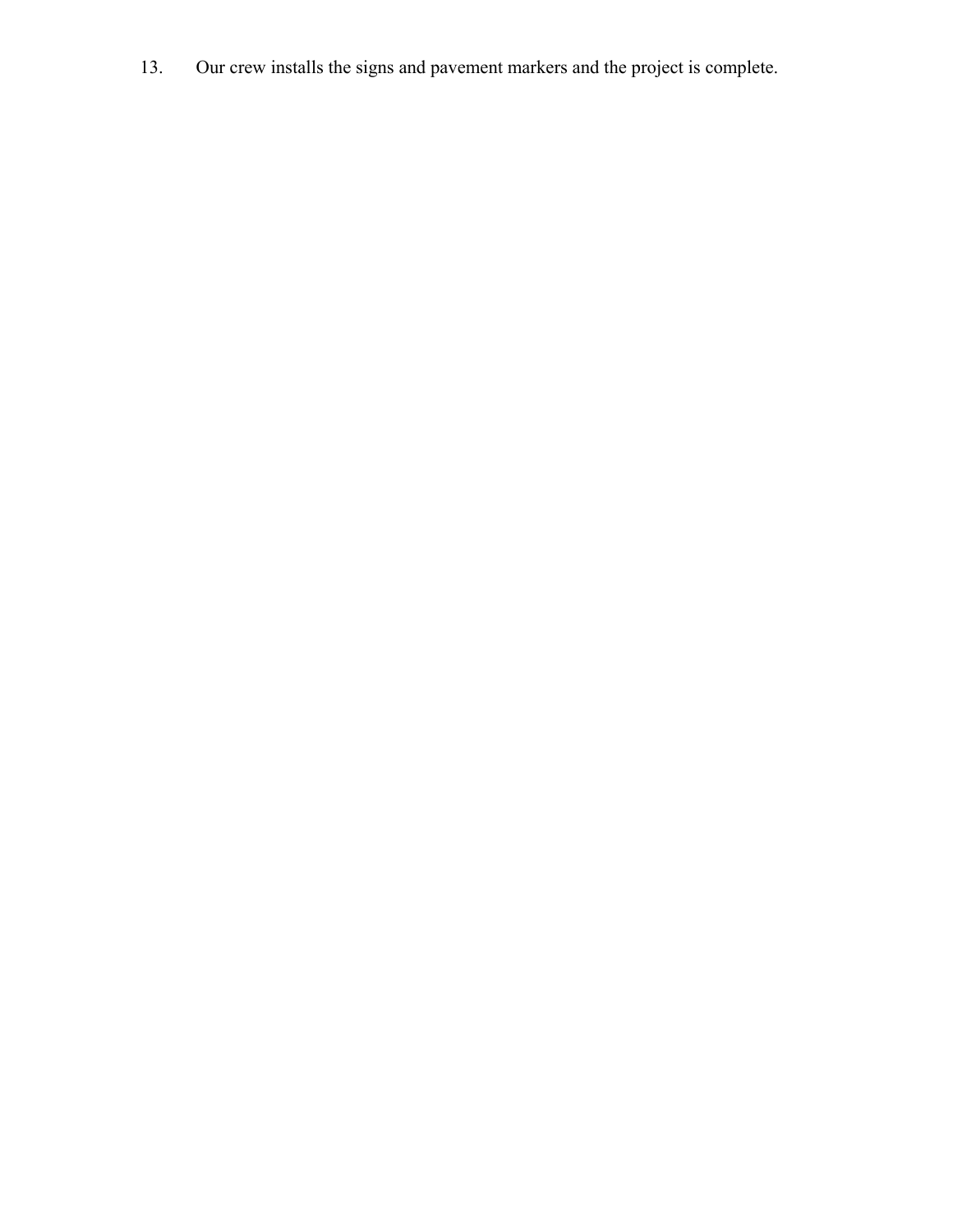13. Our crew installs the signs and pavement markers and the project is complete.